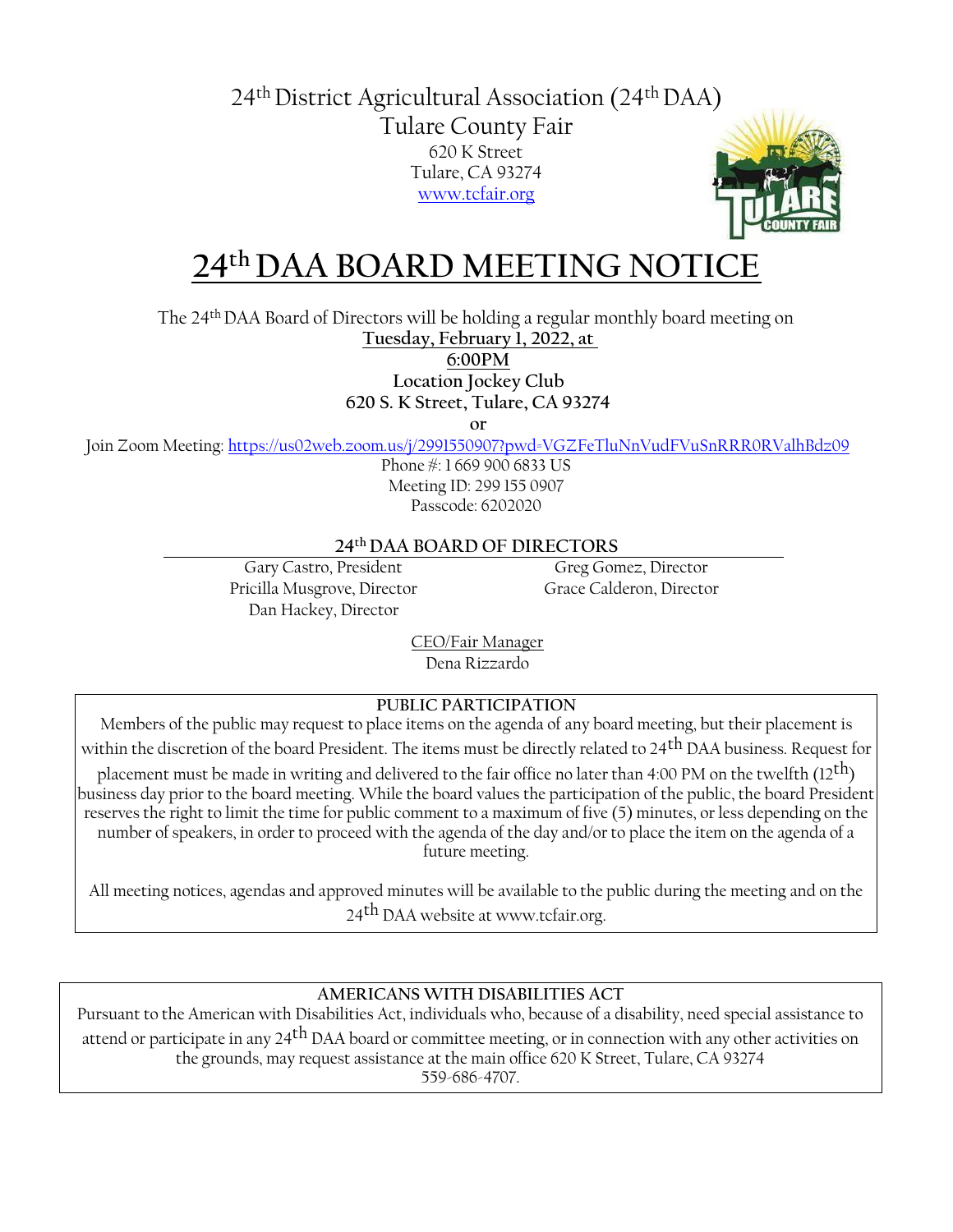24th District Agricultural Association (24th DAA)

Tulare County Fair

620 K Street

Tulare, CA 93274

www.tcfair.org

# 24th DAA BOARD MEETING NOTICE

The 24th DAA Board of Directors will be holding a regular monthly board meeting on

**Tuesday, February 1, 2022, at**

**6:00PM**

**Location Jockey Club**

**620 S. K Street, Tulare, CA 93274**

**or**

Join Zoom Meeting: https://us02web.zoom.us/j/2991550907?pwd=VGZFeTluNnVudFVuSnRRR0RValhBdz09

Phone #: 1 669 900 6833 US

Meeting ID: 299 155 0907

Passcode: 6202020

## 24th DAA BOARD OF DIRECTORS

Gary Castro, President

Pricilla Musgrove, Director

Dan Hackey, Director

Greg Gomez, Director

Grace Calderon, Director

CEO/Fair Manager

Dena Rizzardo

### PUBLIC PARTICIPATION

Members of the public may request to place items on the agenda of any board meeting, but their placement is within the discretion of the board President. The items must be directly related to 24th DAA business. Request for placement must be made in writing and delivered to the fair office no later than 4:00 PM on the twelfth (12th) business day prior to the board meeting. While the board values the participation of the public, the board President reserves the right to limit the time for public comment to a maximum of five (5) minutes, or less depending on the number of speakers, in order to proceed with the agenda of the day and/or to place the item on the agenda of a future meeting.

All meeting notices, agendas and approved minutes will be available to the public during the meeting and on the 24th DAA website at www.tcfair.org.

### AMERICANS WITH DISABILITIES ACT

Pursuant to the American with Disabilities Act, individuals who, because of a disability, need special assistance to attend or participate in any 24th DAA board or committee meeting, or in connection with any other activities on the grounds, may request assistance at the main office 620 K Street, Tulare, CA 93274 559-686-4707.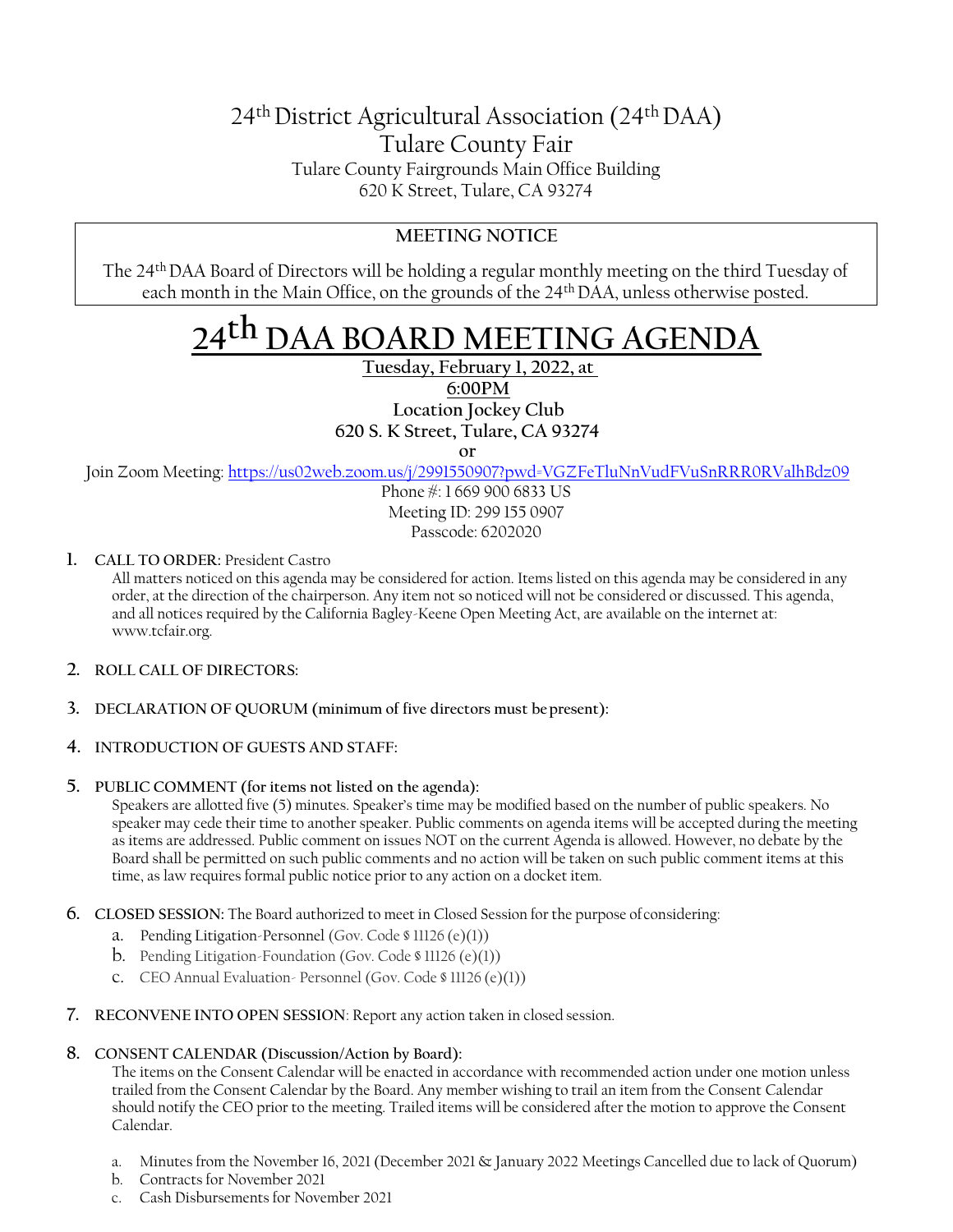# 24th District Agricultural Association (24th DAA)

## Tulare County Fair

Tulare County Fairgrounds Main Office Building
620 K Street, Tulare, CA 93274

**MEETING NOTICE**

The 24th DAA Board of Directors will be holding a regular monthly meeting on the third Tuesday of each month in the Main Office, on the grounds of the 24th DAA, unless otherwise posted.

# 24th DAA BOARD MEETING AGENDA

**Tuesday, February 1, 2022, at 6:00PM**

**Location Jockey Club**
**620 S. K Street, Tulare, CA 93274**

**or**

Join Zoom Meeting: https://us02web.zoom.us/j/2991550907?pwd=VGZFeTluNnVudFVuSnRRR0RValhBdz09

Phone #: 1 669 900 6833 US
Meeting ID: 299 155 0907
Passcode: 6202020

1. **CALL TO ORDER:** President Castro
   All matters noticed on this agenda may be considered for action. Items listed on this agenda may be considered in any order, at the direction of the chairperson. Any item not so noticed will not be considered or discussed. This agenda, and all notices required by the California Bagley-Keene Open Meeting Act, are available on the internet at: www.tcfair.org.

2. **ROLL CALL OF DIRECTORS:**

3. **DECLARATION OF QUORUM (minimum of five directors must be present):**

4. **INTRODUCTION OF GUESTS AND STAFF:**

5. **PUBLIC COMMENT (for items not listed on the agenda):**
   Speakers are allotted five (5) minutes. Speaker's time may be modified based on the number of public speakers. No speaker may cede their time to another speaker. Public comments on agenda items will be accepted during the meeting as items are addressed. Public comment on issues NOT on the current Agenda is allowed. However, no debate by the Board shall be permitted on such public comments and no action will be taken on such public comment items at this time, as law requires formal public notice prior to any action on a docket item.

6. **CLOSED SESSION:** The Board authorized to meet in Closed Session for the purpose of considering:
   a. Pending Litigation-Personnel (Gov. Code § 11126 (e)(1))
   b. Pending Litigation-Foundation (Gov. Code § 11126 (e)(1))
   c. CEO Annual Evaluation- Personnel (Gov. Code § 11126 (e)(1))

7. **RECONVENE INTO OPEN SESSION**: Report any action taken in closed session.

8. **CONSENT CALENDAR (Discussion/Action by Board):**
   The items on the Consent Calendar will be enacted in accordance with recommended action under one motion unless trailed from the Consent Calendar by the Board. Any member wishing to trail an item from the Consent Calendar should notify the CEO prior to the meeting. Trailed items will be considered after the motion to approve the Consent Calendar.

   a. Minutes from the November 16, 2021 (December 2021 & January 2022 Meetings Cancelled due to lack of Quorum)
   b. Contracts for November 2021
   c. Cash Disbursements for November 2021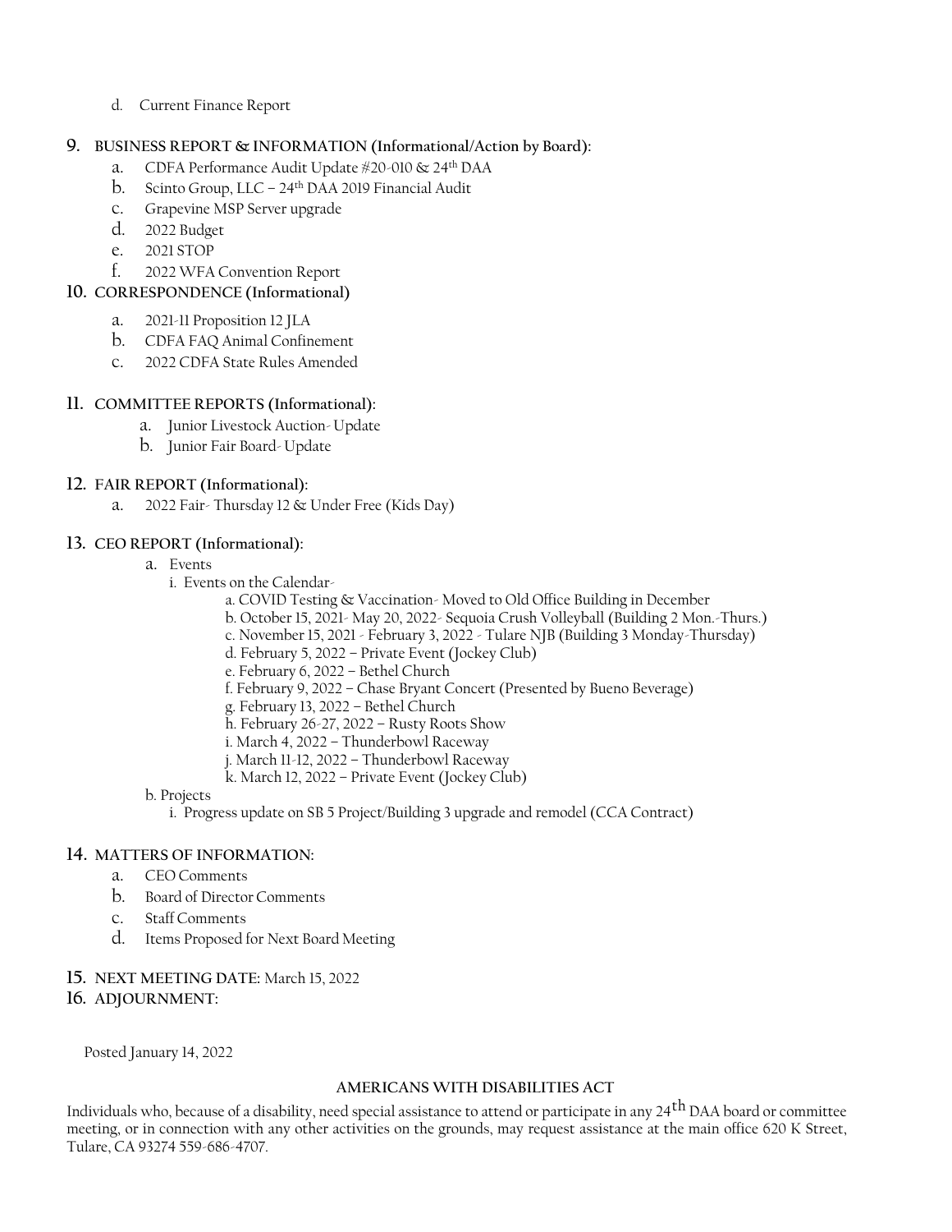d. Current Finance Report

**9. BUSINESS REPORT & INFORMATION (Informational/Action by Board):**

a. CDFA Performance Audit Update #20-010 & 24th DAA
b. Scinto Group, LLC – 24th DAA 2019 Financial Audit
c. Grapevine MSP Server upgrade
d. 2022 Budget
e. 2021 STOP
f. 2022 WFA Convention Report

**10. CORRESPONDENCE (Informational)**

a. 2021-11 Proposition 12 JLA
b. CDFA FAQ Animal Confinement
c. 2022 CDFA State Rules Amended

**11. COMMITTEE REPORTS (Informational):**

a. Junior Livestock Auction- Update
b. Junior Fair Board- Update

**12. FAIR REPORT (Informational):**

a. 2022 Fair- Thursday 12 & Under Free (Kids Day)

**13. CEO REPORT (Informational):**

a. Events
   i. Events on the Calendar-
      a. COVID Testing & Vaccination- Moved to Old Office Building in December
      b. October 15, 2021- May 20, 2022- Sequoia Crush Volleyball (Building 2 Mon.-Thurs.)
      c. November 15, 2021 - February 3, 2022 - Tulare NJB (Building 3 Monday-Thursday)
      d. February 5, 2022 – Private Event (Jockey Club)
      e. February 6, 2022 – Bethel Church
      f. February 9, 2022 – Chase Bryant Concert (Presented by Bueno Beverage)
      g. February 13, 2022 – Bethel Church
      h. February 26-27, 2022 – Rusty Roots Show
      i. March 4, 2022 – Thunderbowl Raceway
      j. March 11-12, 2022 – Thunderbowl Raceway
      k. March 12, 2022 – Private Event (Jockey Club)

b. Projects
   i. Progress update on SB 5 Project/Building 3 upgrade and remodel (CCA Contract)

**14. MATTERS OF INFORMATION:**

a. CEO Comments
b. Board of Director Comments
c. Staff Comments
d. Items Proposed for Next Board Meeting

**15. NEXT MEETING DATE:** March 15, 2022

**16. ADJOURNMENT:**

Posted January 14, 2022

**AMERICANS WITH DISABILITIES ACT**

Individuals who, because of a disability, need special assistance to attend or participate in any 24th DAA board or committee meeting, or in connection with any other activities on the grounds, may request assistance at the main office 620 K Street, Tulare, CA 93274 559-686-4707.